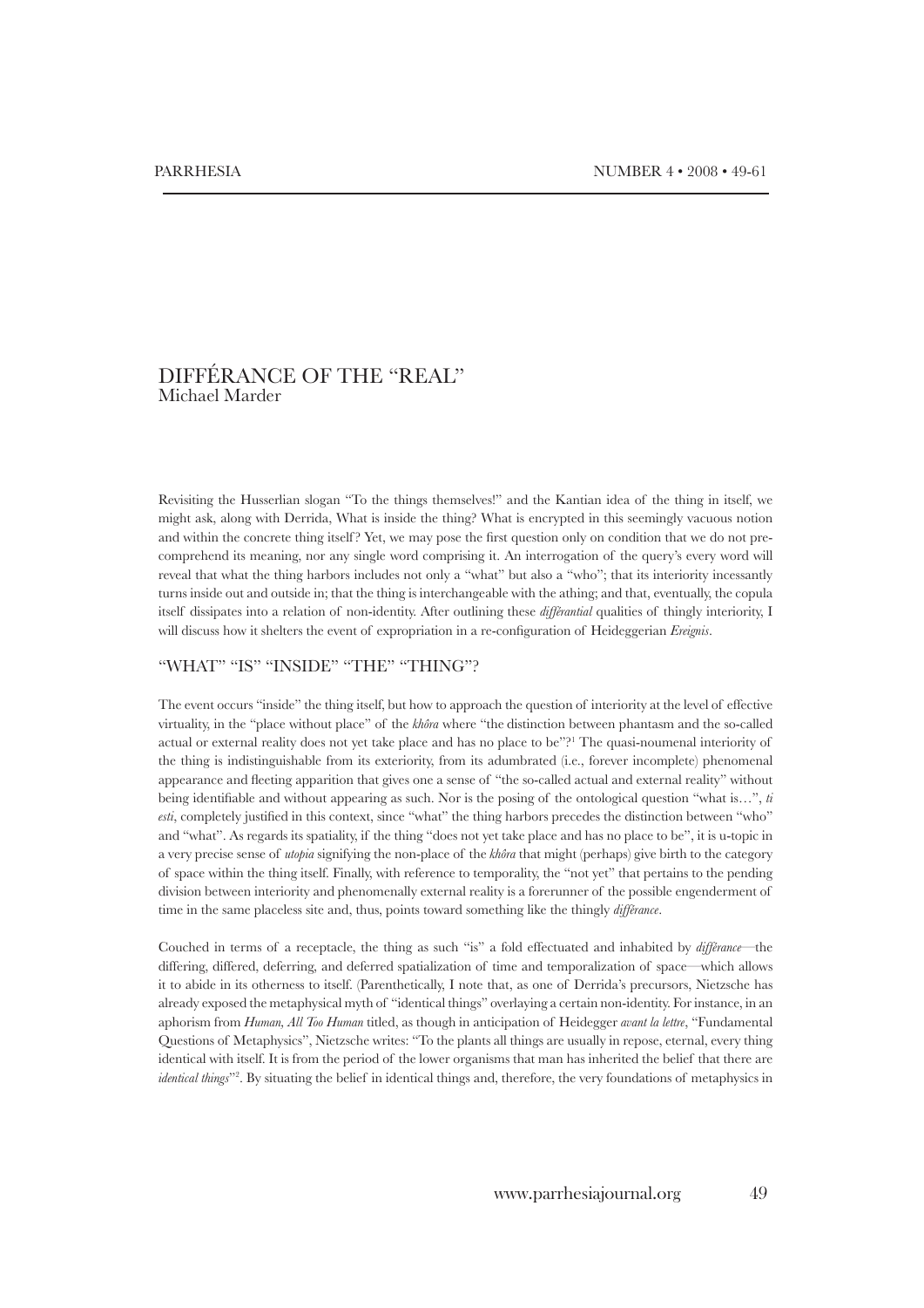# DIFFÉRANCE OF THE "REAL"

Michael Marder

Revisiting the Husserlian slogan "To the things themselves!" and the Kantian idea of the thing in itself, we might ask, along with Derrida, What is inside the thing? What is encrypted in this seemingly vacuous notion and within the concrete thing itself? Yet, we may pose the first question only on condition that we do not pre-comprehend its meaning, nor any single word comprising it. An interrogation of the query's every word will reveal that what the thing harbors includes not only a "what" but also a "who"; that its interiority incessantly turns inside out and outside in; that the thing is interchangeable with the athing; and that, eventually, the copula itself dissipates into a relation of non-identity. After outlining these *différantial* qualities of thingly interiority, I will discuss how it shelters the event of expropriation in a re-configuration of Heideggerian *Ereignis*.

## "WHAT" "IS" "INSIDE" "THE" "THING"?

The event occurs "inside" the thing itself, but how to approach the question of interiority at the level of effective virtuality, in the "place without place" of the *khôra* where "the distinction between phantasm and the so-called actual or external reality does not yet take place and has no place to be"?[1] The quasi-noumenal interiority of the thing is indistinguishable from its exteriority, from its adumbrated (i.e., forever incomplete) phenomenal appearance and fleeting apparition that gives one a sense of "the so-called actual and external reality" without being identifiable and without appearing as such. Nor is the posing of the ontological question "what is…", *ti esti*, completely justified in this context, since "what" the thing harbors precedes the distinction between "who" and "what". As regards its spatiality, if the thing "does not yet take place and has no place to be", it is u-topic in a very precise sense of *utopia* signifying the non-place of the *khôra* that might (perhaps) give birth to the category of space within the thing itself. Finally, with reference to temporality, the "not yet" that pertains to the pending division between interiority and phenomenally external reality is a forerunner of the possible engenderment of time in the same placeless site and, thus, points toward something like the thingly *différance*.

Couched in terms of a receptacle, the thing as such "is" a fold effectuated and inhabited by *différance*—the differing, differed, deferring, and deferred spatialization of time and temporalization of space—which allows it to abide in its otherness to itself. (Parenthetically, I note that, as one of Derrida's precursors, Nietzsche has already exposed the metaphysical myth of "identical things" overlaying a certain non-identity. For instance, in an aphorism from *Human, All Too Human* titled, as though in anticipation of Heidegger *avant la lettre*, "Fundamental Questions of Metaphysics", Nietzsche writes: "To the plants all things are usually in repose, eternal, every thing identical with itself. It is from the period of the lower organisms that man has inherited the belief that there are *identical things*"[2]. By situating the belief in identical things and, therefore, the very foundations of metaphysics in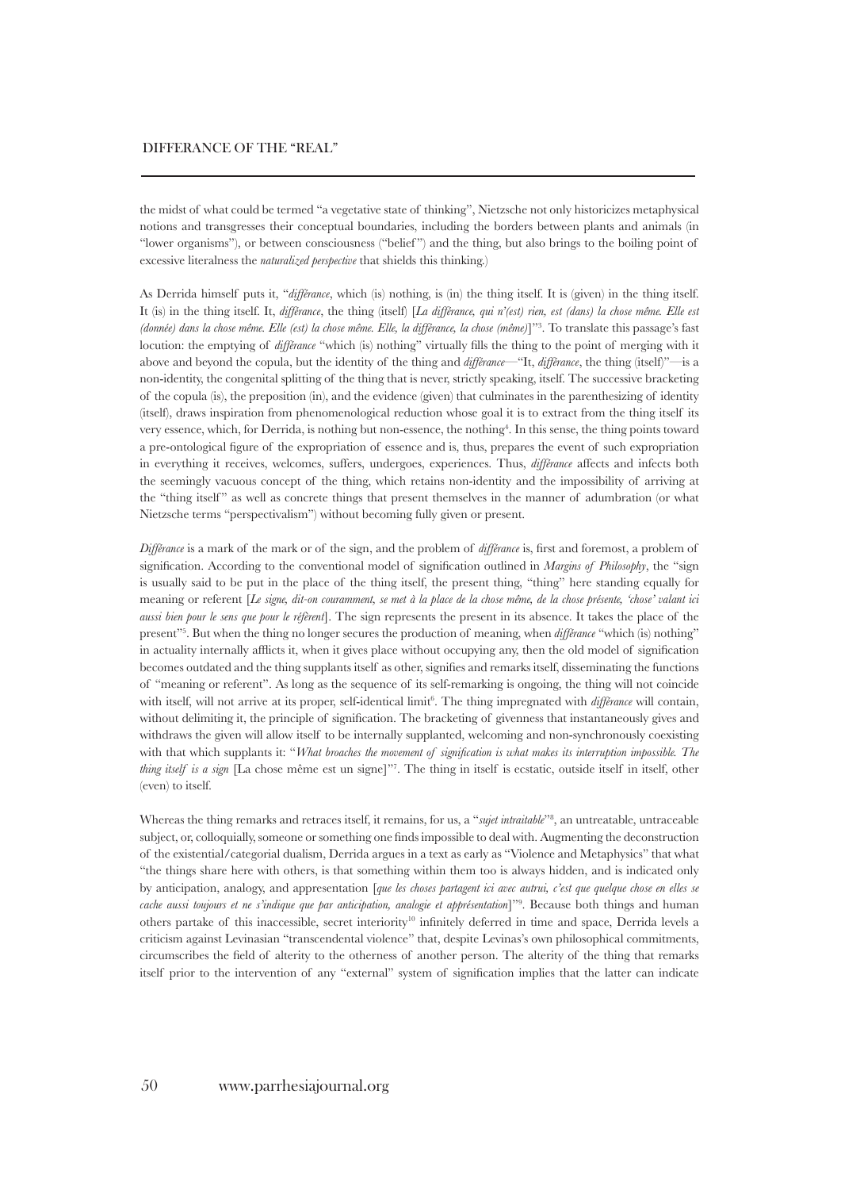the midst of what could be termed "a vegetative state of thinking", Nietzsche not only historicizes metaphysical notions and transgresses their conceptual boundaries, including the borders between plants and animals (in "lower organisms"), or between consciousness ("belief") and the thing, but also brings to the boiling point of excessive literalness the *naturalized perspective* that shields this thinking.)

As Derrida himself puts it, "*différance*, which (is) nothing, is (in) the thing itself. It is (given) in the thing itself. It (is) in the thing itself. It, *différance*, the thing (itself) [*La différance, qui n'(est) rien, est (dans) la chose même. Elle est (donnée) dans la chose même. Elle (est) la chose même. Elle, la différance, la chose (même)*]"[3]. To translate this passage's fast locution: the emptying of *différance* "which (is) nothing" virtually fills the thing to the point of merging with it above and beyond the copula, but the identity of the thing and *différance*—"It, *différance*, the thing (itself)"—is a non-identity, the congenital splitting of the thing that is never, strictly speaking, itself. The successive bracketing of the copula (is), the preposition (in), and the evidence (given) that culminates in the parenthesizing of identity (itself), draws inspiration from phenomenological reduction whose goal it is to extract from the thing itself its very essence, which, for Derrida, is nothing but non-essence, the nothing[4]. In this sense, the thing points toward a pre-ontological figure of the expropriation of essence and is, thus, prepares the event of such expropriation in everything it receives, welcomes, suffers, undergoes, experiences. Thus, *différance* affects and infects both the seemingly vacuous concept of the thing, which retains non-identity and the impossibility of arriving at the "thing itself" as well as concrete things that present themselves in the manner of adumbration (or what Nietzsche terms "perspectivalism") without becoming fully given or present.

*Différance* is a mark of the mark or of the sign, and the problem of *différance* is, first and foremost, a problem of signification. According to the conventional model of signification outlined in *Margins of Philosophy*, the "sign is usually said to be put in the place of the thing itself, the present thing, "thing" here standing equally for meaning or referent [*Le signe, dit-on couramment, se met à la place de la chose même, de la chose présente, 'chose' valant ici aussi bien pour le sens que pour le référent*]. The sign represents the present in its absence. It takes the place of the present"[5]. But when the thing no longer secures the production of meaning, when *différance* "which (is) nothing" in actuality internally afflicts it, when it gives place without occupying any, then the old model of signification becomes outdated and the thing supplants itself as other, signifies and remarks itself, disseminating the functions of "meaning or referent". As long as the sequence of its self-remarking is ongoing, the thing will not coincide with itself, will not arrive at its proper, self-identical limit[6]. The thing impregnated with *différance* will contain, without delimiting it, the principle of signification. The bracketing of givenness that instantaneously gives and withdraws the given will allow itself to be internally supplanted, welcoming and non-synchronously coexisting with that which supplants it: "*What broaches the movement of signification is what makes its interruption impossible. The thing itself is a sign* [La chose même est un signe]"[7]. The thing in itself is ecstatic, outside itself in itself, other (even) to itself.

Whereas the thing remarks and retraces itself, it remains, for us, a "*sujet intraitable*"[8], an untreatable, untraceable subject, or, colloquially, someone or something one finds impossible to deal with. Augmenting the deconstruction of the existential/categorial dualism, Derrida argues in a text as early as "Violence and Metaphysics" that what "the things share here with others, is that something within them too is always hidden, and is indicated only by anticipation, analogy, and appresentation [*que les choses partagent ici avec autrui, c'est que quelque chose en elles se cache aussi toujours et ne s'indique que par anticipation, analogie et apprésentation*]"[9]. Because both things and human others partake of this inaccessible, secret interiority[10] infinitely deferred in time and space, Derrida levels a criticism against Levinasian "transcendental violence" that, despite Levinas's own philosophical commitments, circumscribes the field of alterity to the otherness of another person. The alterity of the thing that remarks itself prior to the intervention of any "external" system of signification implies that the latter can indicate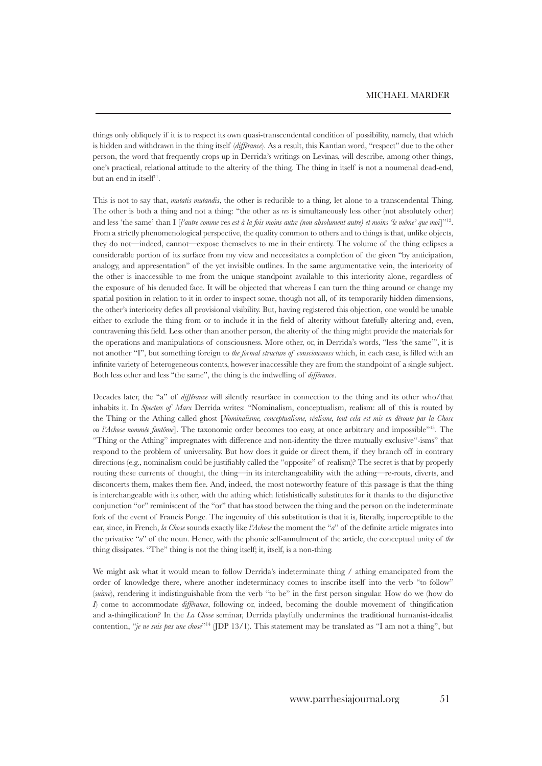things only obliquely if it is to respect its own quasi-transcendental condition of possibility, namely, that which is hidden and withdrawn in the thing itself (*différance*). As a result, this Kantian word, "respect" due to the other person, the word that frequently crops up in Derrida's writings on Levinas, will describe, among other things, one's practical, relational attitude to the alterity of the thing. The thing in itself is not a noumenal dead-end, but an end in itself[11].

This is not to say that, *mutatis mutandis*, the other is reducible to a thing, let alone to a transcendental Thing. The other is both a thing and not a thing: "the other as *res* is simultaneously less other (not absolutely other) and less 'the same' than I [*l'autre comme* res *est à la fois moins autre (non absolument autre) et moins 'le même' que moi*]"[12]. From a strictly phenomenological perspective, the quality common to others and to things is that, unlike objects, they do not—indeed, cannot—expose themselves to me in their entirety. The volume of the thing eclipses a considerable portion of its surface from my view and necessitates a completion of the given "by anticipation, analogy, and appresentation" of the yet invisible outlines. In the same argumentative vein, the interiority of the other is inaccessible to me from the unique standpoint available to this interiority alone, regardless of the exposure of his denuded face. It will be objected that whereas I can turn the thing around or change my spatial position in relation to it in order to inspect some, though not all, of its temporarily hidden dimensions, the other's interiority defies all provisional visibility. But, having registered this objection, one would be unable either to exclude the thing from or to include it in the field of alterity without fatefully altering and, even, contravening this field. Less other than another person, the alterity of the thing might provide the materials for the operations and manipulations of consciousness. More other, or, in Derrida's words, "less 'the same'", it is not another "I", but something foreign to *the formal structure of consciousness* which, in each case, is filled with an infinite variety of heterogeneous contents, however inaccessible they are from the standpoint of a single subject. Both less other and less "the same", the thing is the indwelling of *différance*.

Decades later, the "a" of *différance* will silently resurface in connection to the thing and its other who/that inhabits it. In *Specters of Marx* Derrida writes: "Nominalism, conceptualism, realism: all of this is routed by the Thing or the Athing called ghost [*Nominalisme, conceptualisme, réalisme, tout cela est mis en déroute par la Chose ou l'Achose nommée fantôme*]. The taxonomic order becomes too easy, at once arbitrary and impossible"[13]. The "Thing or the Athing" impregnates with difference and non-identity the three mutually exclusive"-isms" that respond to the problem of universality. But how does it guide or direct them, if they branch off in contrary directions (e.g., nominalism could be justifiably called the "opposite" of realism)? The secret is that by properly routing these currents of thought, the thing—in its interchangeability with the athing—re-routs, diverts, and disconcerts them, makes them flee. And, indeed, the most noteworthy feature of this passage is that the thing is interchangeable with its other, with the athing which fetishistically substitutes for it thanks to the disjunctive conjunction "or" reminiscent of the "or" that has stood between the thing and the person on the indeterminate fork of the event of Francis Ponge. The ingenuity of this substitution is that it is, literally, imperceptible to the ear, since, in French, *la Chose* sounds exactly like *l'Achose* the moment the "*a*" of the definite article migrates into the privative "*a*" of the noun. Hence, with the phonic self-annulment of the article, the conceptual unity of *the* thing dissipates. "The" thing is not the thing itself; it, itself, is a non-thing.

We might ask what it would mean to follow Derrida's indeterminate thing / athing emancipated from the order of knowledge there, where another indeterminacy comes to inscribe itself into the verb "to follow" (*suivre*), rendering it indistinguishable from the verb "to be" in the first person singular. How do we (how do *I*) come to accommodate *différance*, following or, indeed, becoming the double movement of thingification and a-thingification? In the *La Chose* seminar, Derrida playfully undermines the traditional humanist-idealist contention, "*je ne suis pas une chose*"[14] (JDP 13/1). This statement may be translated as "I am not a thing", but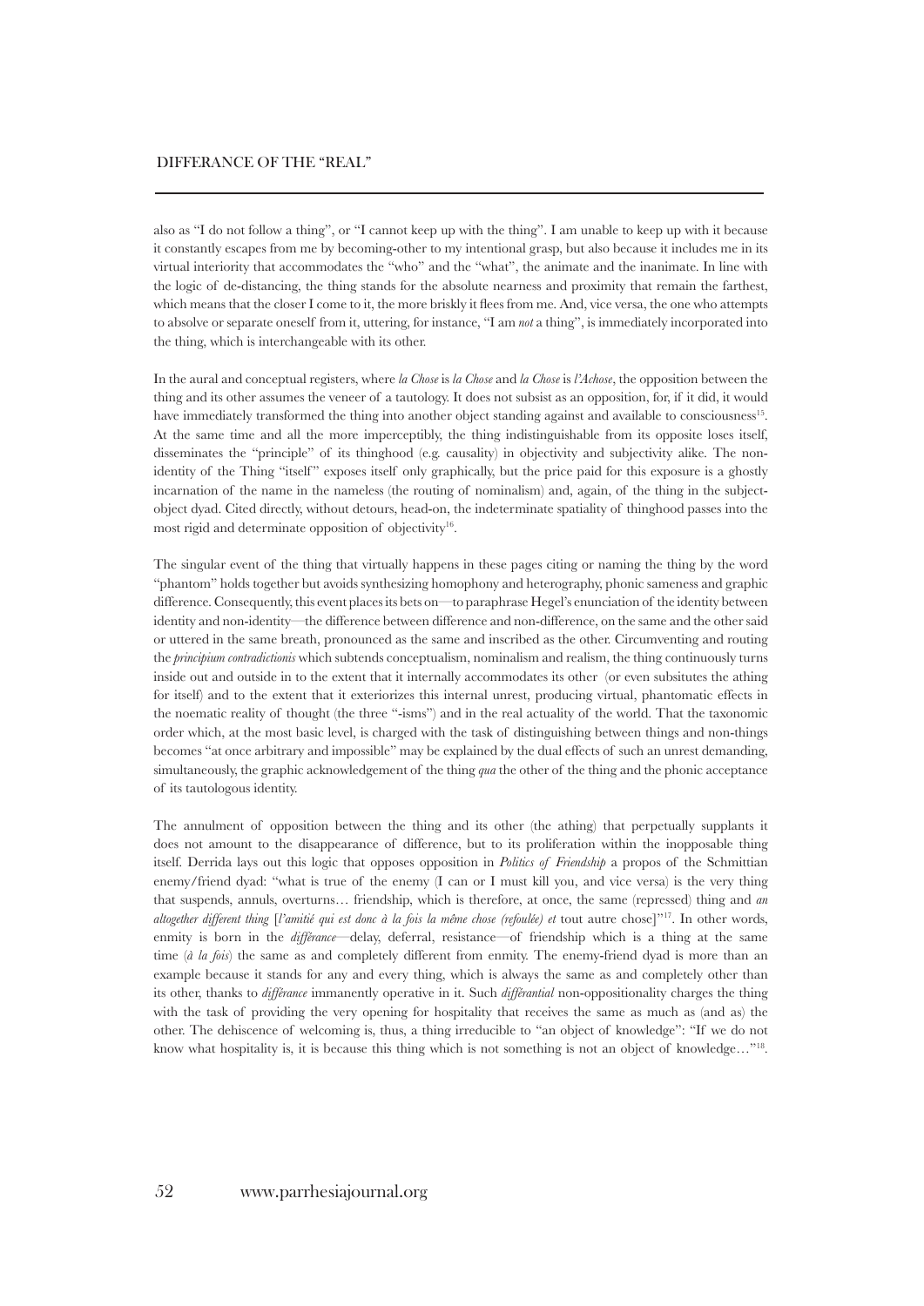also as "I do not follow a thing", or "I cannot keep up with the thing". I am unable to keep up with it because it constantly escapes from me by becoming-other to my intentional grasp, but also because it includes me in its virtual interiority that accommodates the "who" and the "what", the animate and the inanimate. In line with the logic of de-distancing, the thing stands for the absolute nearness and proximity that remain the farthest, which means that the closer I come to it, the more briskly it flees from me. And, vice versa, the one who attempts to absolve or separate oneself from it, uttering, for instance, "I am *not* a thing", is immediately incorporated into the thing, which is interchangeable with its other.

In the aural and conceptual registers, where *la Chose* is *la Chose* and *la Chose* is *l'Achose*, the opposition between the thing and its other assumes the veneer of a tautology. It does not subsist as an opposition, for, if it did, it would have immediately transformed the thing into another object standing against and available to consciousness[15]. At the same time and all the more imperceptibly, the thing indistinguishable from its opposite loses itself, disseminates the "principle" of its thinghood (e.g. causality) in objectivity and subjectivity alike. The non-identity of the Thing "itself" exposes itself only graphically, but the price paid for this exposure is a ghostly incarnation of the name in the nameless (the routing of nominalism) and, again, of the thing in the subject-object dyad. Cited directly, without detours, head-on, the indeterminate spatiality of thinghood passes into the most rigid and determinate opposition of objectivity[16].

The singular event of the thing that virtually happens in these pages citing or naming the thing by the word "phantom" holds together but avoids synthesizing homophony and heterography, phonic sameness and graphic difference. Consequently, this event places its bets on—to paraphrase Hegel's enunciation of the identity between identity and non-identity—the difference between difference and non-difference, on the same and the other said or uttered in the same breath, pronounced as the same and inscribed as the other. Circumventing and routing the *principium contradictionis* which subtends conceptualism, nominalism and realism, the thing continuously turns inside out and outside in to the extent that it internally accommodates its other (or even subsitutes the athing for itself) and to the extent that it exteriorizes this internal unrest, producing virtual, phantomatic effects in the noematic reality of thought (the three "-isms") and in the real actuality of the world. That the taxonomic order which, at the most basic level, is charged with the task of distinguishing between things and non-things becomes "at once arbitrary and impossible" may be explained by the dual effects of such an unrest demanding, simultaneously, the graphic acknowledgement of the thing *qua* the other of the thing and the phonic acceptance of its tautologous identity.

The annulment of opposition between the thing and its other (the athing) that perpetually supplants it does not amount to the disappearance of difference, but to its proliferation within the inopposable thing itself. Derrida lays out this logic that opposes opposition in *Politics of Friendship* a propos of the Schmittian enemy/friend dyad: "what is true of the enemy (I can or I must kill you, and vice versa) is the very thing that suspends, annuls, overturns… friendship, which is therefore, at once, the same (repressed) thing and *an altogether different thing* [*l'amitié qui est donc à la fois la même chose (refoulée) et* tout autre chose]"[17]. In other words, enmity is born in the *différance*—delay, deferral, resistance—of friendship which is a thing at the same time (*à la fois*) the same as and completely different from enmity. The enemy-friend dyad is more than an example because it stands for any and every thing, which is always the same as and completely other than its other, thanks to *différance* immanently operative in it. Such *différantial* non-oppositionality charges the thing with the task of providing the very opening for hospitality that receives the same as much as (and as) the other. The dehiscence of welcoming is, thus, a thing irreducible to "an object of knowledge": "If we do not know what hospitality is, it is because this thing which is not something is not an object of knowledge…"[18].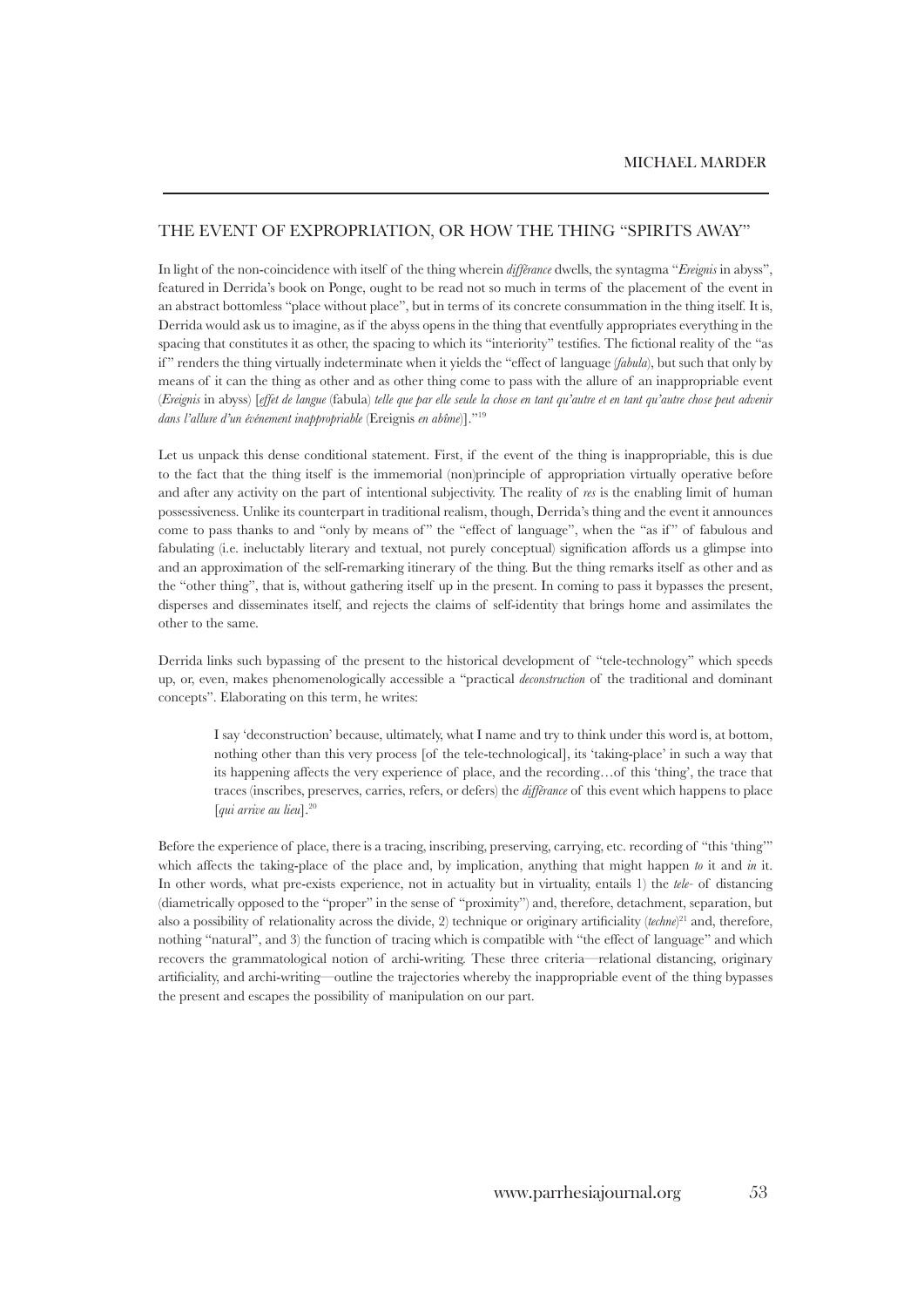## THE EVENT OF EXPROPRIATION, OR HOW THE THING "SPIRITS AWAY"

In light of the non-coincidence with itself of the thing wherein *différance* dwells, the syntagma "*Ereignis* in abyss", featured in Derrida's book on Ponge, ought to be read not so much in terms of the placement of the event in an abstract bottomless "place without place", but in terms of its concrete consummation in the thing itself. It is, Derrida would ask us to imagine, as if the abyss opens in the thing that eventfully appropriates everything in the spacing that constitutes it as other, the spacing to which its "interiority" testifies. The fictional reality of the "as if" renders the thing virtually indeterminate when it yields the "effect of language (*fabula*), but such that only by means of it can the thing as other and as other thing come to pass with the allure of an inappropriable event (*Ereignis* in abyss) [*effet de langue* (fabula) *telle que par elle seule la chose en tant qu'autre et en tant qu'autre chose peut advenir dans l'allure d'un événement inappropriable* (Ereignis *en abîme*)]."[19]

Let us unpack this dense conditional statement. First, if the event of the thing is inappropriable, this is due to the fact that the thing itself is the immemorial (non)principle of appropriation virtually operative before and after any activity on the part of intentional subjectivity. The reality of *res* is the enabling limit of human possessiveness. Unlike its counterpart in traditional realism, though, Derrida's thing and the event it announces come to pass thanks to and "only by means of" the "effect of language", when the "as if" of fabulous and fabulating (i.e. ineluctably literary and textual, not purely conceptual) signification affords us a glimpse into and an approximation of the self-remarking itinerary of the thing. But the thing remarks itself as other and as the "other thing", that is, without gathering itself up in the present. In coming to pass it bypasses the present, disperses and disseminates itself, and rejects the claims of self-identity that brings home and assimilates the other to the same.

Derrida links such bypassing of the present to the historical development of "tele-technology" which speeds up, or, even, makes phenomenologically accessible a "practical *deconstruction* of the traditional and dominant concepts". Elaborating on this term, he writes:

> I say 'deconstruction' because, ultimately, what I name and try to think under this word is, at bottom, nothing other than this very process [of the tele-technological], its 'taking-place' in such a way that its happening affects the very experience of place, and the recording…of this 'thing', the trace that traces (inscribes, preserves, carries, refers, or defers) the *différance* of this event which happens to place [*qui arrive au lieu*].[20]

Before the experience of place, there is a tracing, inscribing, preserving, carrying, etc. recording of "this 'thing'" which affects the taking-place of the place and, by implication, anything that might happen *to* it and *in* it. In other words, what pre-exists experience, not in actuality but in virtuality, entails 1) the *tele-* of distancing (diametrically opposed to the "proper" in the sense of "proximity") and, therefore, detachment, separation, but also a possibility of relationality across the divide, 2) technique or originary artificiality (*techne*)[21] and, therefore, nothing "natural", and 3) the function of tracing which is compatible with "the effect of language" and which recovers the grammatological notion of archi-writing. These three criteria—relational distancing, originary artificiality, and archi-writing—outline the trajectories whereby the inappropriable event of the thing bypasses the present and escapes the possibility of manipulation on our part.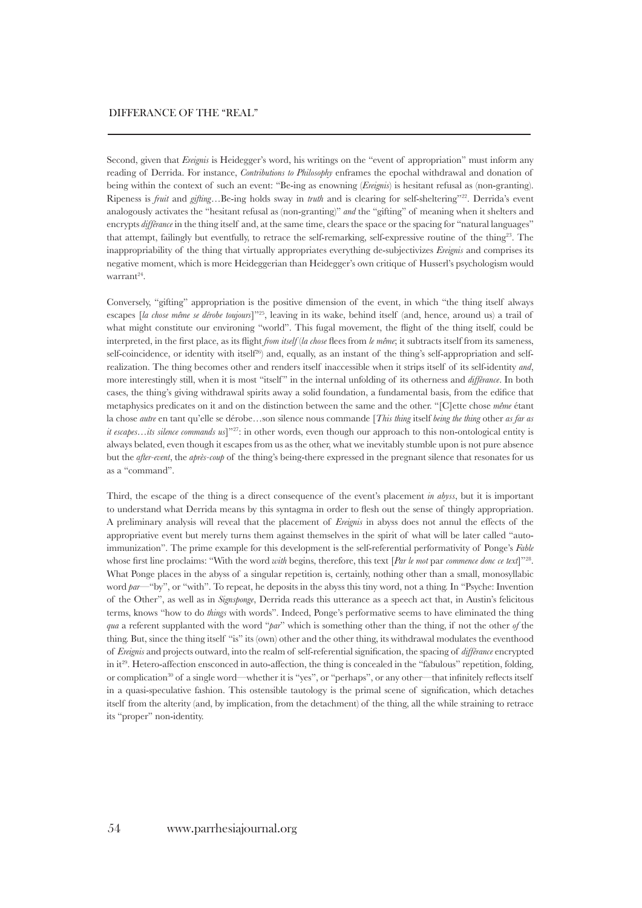Second, given that *Ereignis* is Heidegger's word, his writings on the "event of appropriation" must inform any reading of Derrida. For instance, *Contributions to Philosophy* enframes the epochal withdrawal and donation of being within the context of such an event: "Be-ing as enowning (*Ereignis*) is hesitant refusal as (non-granting). Ripeness is *fruit* and *gifting*…Be-ing holds sway in *truth* and is clearing for self-sheltering"[22]. Derrida's event analogously activates the "hesitant refusal as (non-granting)" *and* the "gifting" of meaning when it shelters and encrypts *différance* in the thing itself and, at the same time, clears the space or the spacing for "natural languages" that attempt, failingly but eventfully, to retrace the self-remarking, self-expressive routine of the thing[23]. The inappropriability of the thing that virtually appropriates everything de-subjectivizes *Ereignis* and comprises its negative moment, which is more Heideggerian than Heidegger's own critique of Husserl's psychologism would warrant[24].

Conversely, "gifting" appropriation is the positive dimension of the event, in which "the thing itself always escapes [*la chose même se dérobe toujours*]"[25], leaving in its wake, behind itself (and, hence, around us) a trail of what might constitute our environing "world". This fugal movement, the flight of the thing itself, could be interpreted, in the first place, as its flight *from itself* (*la chose* flees from *le même*; it subtracts itself from its sameness, self-coincidence, or identity with itself[26]) and, equally, as an instant of the thing's self-appropriation and self-realization. The thing becomes other and renders itself inaccessible when it strips itself of its self-identity *and*, more interestingly still, when it is most "itself" in the internal unfolding of its otherness and *différance*. In both cases, the thing's giving withdrawal spirits away a solid foundation, a fundamental basis, from the edifice that metaphysics predicates on it and on the distinction between the same and the other. "[C]ette chose *même* étant la chose *autre* en tant qu'elle se dérobe…son silence nous commande [*This thing* itself *being the thing* other *as far as it escapes…its silence commands us*]"[27]: in other words, even though our approach to this non-ontological entity is always belated, even though it escapes from us as the other, what we inevitably stumble upon is not pure absence but the *after-event*, the *après-coup* of the thing's being-there expressed in the pregnant silence that resonates for us as a "command".

Third, the escape of the thing is a direct consequence of the event's placement *in abyss*, but it is important to understand what Derrida means by this syntagma in order to flesh out the sense of thingly appropriation. A preliminary analysis will reveal that the placement of *Ereignis* in abyss does not annul the effects of the appropriative event but merely turns them against themselves in the spirit of what will be later called "auto-immunization". The prime example for this development is the self-referential performativity of Ponge's *Fable* whose first line proclaims: "With the word *with* begins, therefore, this text [*Par le mot* par *commence donc ce text*]"[28]. What Ponge places in the abyss of a singular repetition is, certainly, nothing other than a small, monosyllabic word *par*—"by", or "with". To repeat, he deposits in the abyss this tiny word, not a thing. In "Psyche: Invention of the Other", as well as in *Signsponge*, Derrida reads this utterance as a speech act that, in Austin's felicitous terms, knows "how to do *things* with words". Indeed, Ponge's performative seems to have eliminated the thing *qua* a referent supplanted with the word "*par*" which is something other than the thing, if not the other *of* the thing. But, since the thing itself "is" its (own) other and the other thing, its withdrawal modulates the eventhood of *Ereignis* and projects outward, into the realm of self-referential signification, the spacing of *différance* encrypted in it[29]. Hetero-affection ensconced in auto-affection, the thing is concealed in the "fabulous" repetition, folding, or complication[30] of a single word—whether it is "yes", or "perhaps", or any other—that infinitely reflects itself in a quasi-speculative fashion. This ostensible tautology is the primal scene of signification, which detaches itself from the alterity (and, by implication, from the detachment) of the thing, all the while straining to retrace its "proper" non-identity.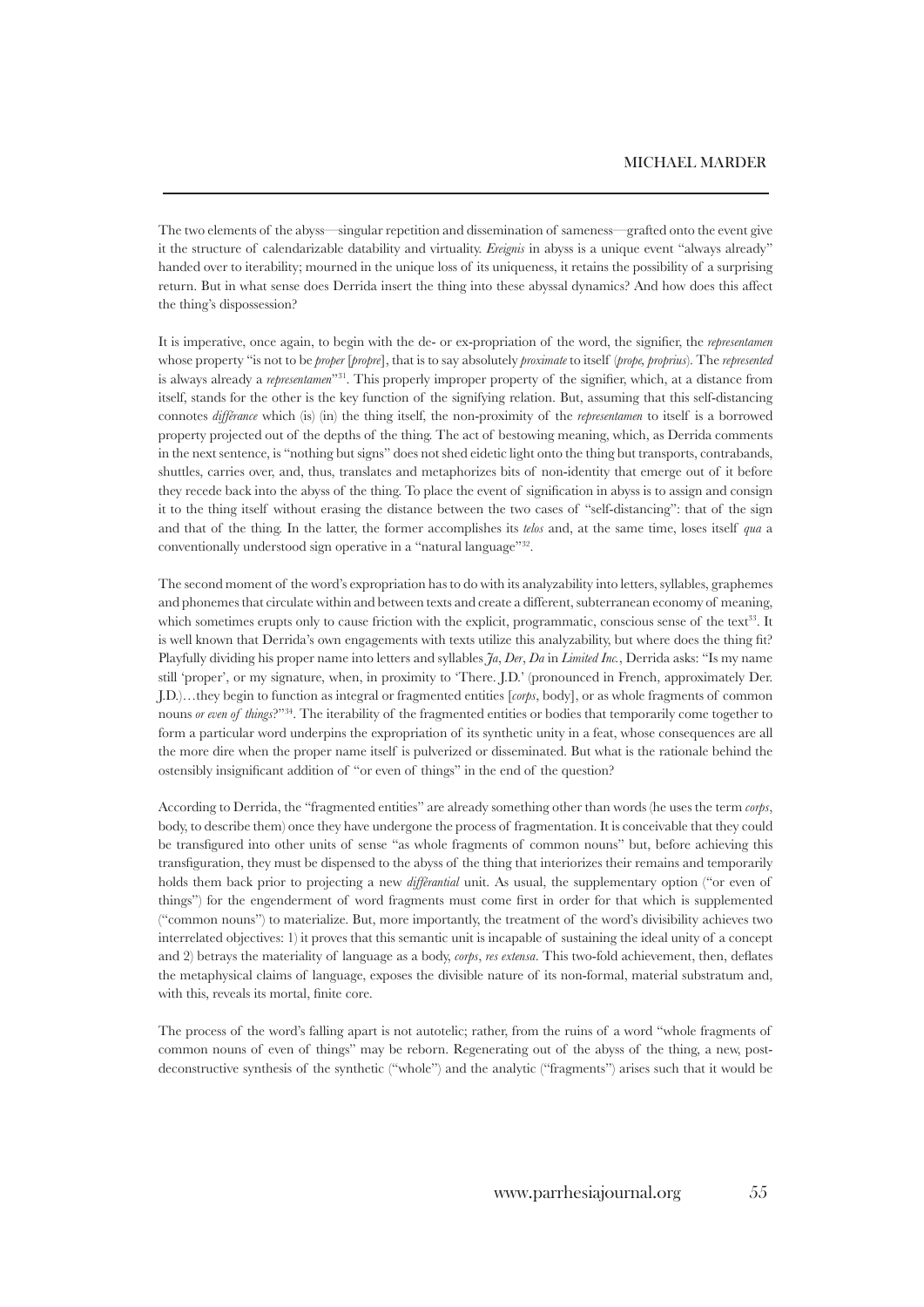The two elements of the abyss—singular repetition and dissemination of sameness—grafted onto the event give it the structure of calendarizable datability and virtuality. *Ereignis* in abyss is a unique event "always already" handed over to iterability; mourned in the unique loss of its uniqueness, it retains the possibility of a surprising return. But in what sense does Derrida insert the thing into these abyssal dynamics? And how does this affect the thing's dispossession?

It is imperative, once again, to begin with the de- or ex-propriation of the word, the signifier, the *representamen* whose property "is not to be *proper* [*propre*], that is to say absolutely *proximate* to itself (*prope, proprius*). The *represented* is always already a *representamen*"[31]. This properly improper property of the signifier, which, at a distance from itself, stands for the other is the key function of the signifying relation. But, assuming that this self-distancing connotes *différance* which (is) (in) the thing itself, the non-proximity of the *representamen* to itself is a borrowed property projected out of the depths of the thing. The act of bestowing meaning, which, as Derrida comments in the next sentence, is "nothing but signs" does not shed eidetic light onto the thing but transports, contrabands, shuttles, carries over, and, thus, translates and metaphorizes bits of non-identity that emerge out of it before they recede back into the abyss of the thing. To place the event of signification in abyss is to assign and consign it to the thing itself without erasing the distance between the two cases of "self-distancing": that of the sign and that of the thing. In the latter, the former accomplishes its *telos* and, at the same time, loses itself *qua* a conventionally understood sign operative in a "natural language"[32].

The second moment of the word's expropriation has to do with its analyzability into letters, syllables, graphemes and phonemes that circulate within and between texts and create a different, subterranean economy of meaning, which sometimes erupts only to cause friction with the explicit, programmatic, conscious sense of the text[33]. It is well known that Derrida's own engagements with texts utilize this analyzability, but where does the thing fit? Playfully dividing his proper name into letters and syllables *Ja*, *Der*, *Da* in *Limited Inc.*, Derrida asks: "Is my name still 'proper', or my signature, when, in proximity to 'There. J.D.' (pronounced in French, approximately Der. J.D.)…they begin to function as integral or fragmented entities [*corps*, body], or as whole fragments of common nouns *or even of things*?"[34]. The iterability of the fragmented entities or bodies that temporarily come together to form a particular word underpins the expropriation of its synthetic unity in a feat, whose consequences are all the more dire when the proper name itself is pulverized or disseminated. But what is the rationale behind the ostensibly insignificant addition of "or even of things" in the end of the question?

According to Derrida, the "fragmented entities" are already something other than words (he uses the term *corps*, body, to describe them) once they have undergone the process of fragmentation. It is conceivable that they could be transfigured into other units of sense "as whole fragments of common nouns" but, before achieving this transfiguration, they must be dispensed to the abyss of the thing that interiorizes their remains and temporarily holds them back prior to projecting a new *différantial* unit. As usual, the supplementary option ("or even of things") for the engenderment of word fragments must come first in order for that which is supplemented ("common nouns") to materialize. But, more importantly, the treatment of the word's divisibility achieves two interrelated objectives: 1) it proves that this semantic unit is incapable of sustaining the ideal unity of a concept and 2) betrays the materiality of language as a body, *corps*, *res extensa*. This two-fold achievement, then, deflates the metaphysical claims of language, exposes the divisible nature of its non-formal, material substratum and, with this, reveals its mortal, finite core.

The process of the word's falling apart is not autotelic; rather, from the ruins of a word "whole fragments of common nouns of even of things" may be reborn. Regenerating out of the abyss of the thing, a new, post-deconstructive synthesis of the synthetic ("whole") and the analytic ("fragments") arises such that it would be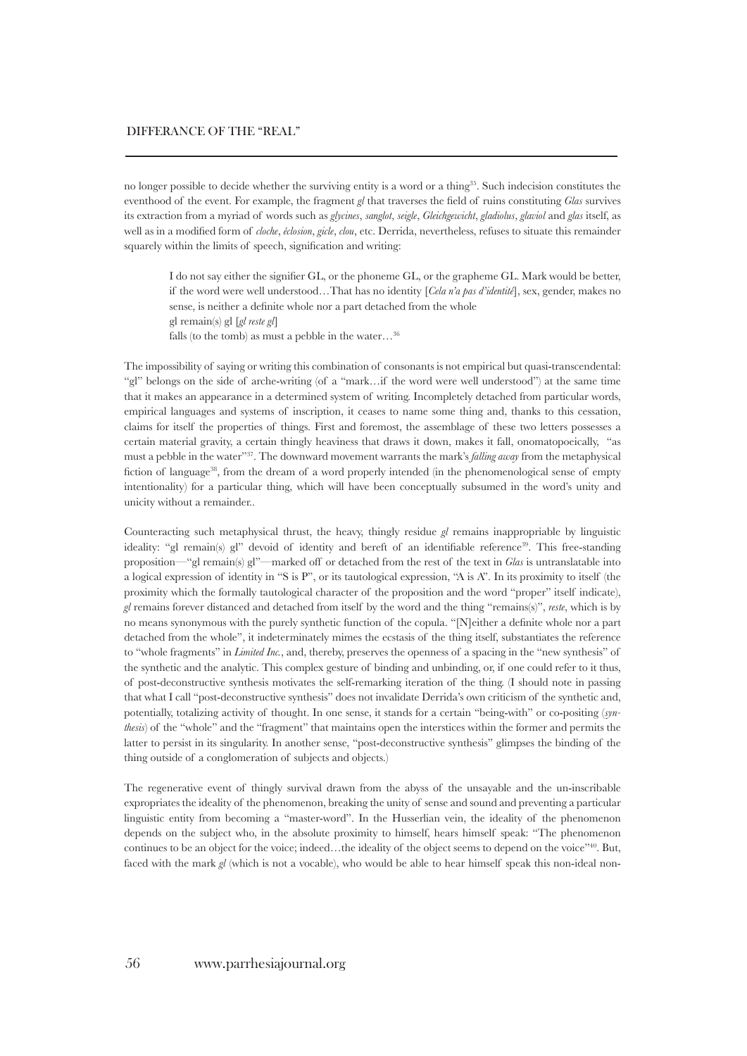no longer possible to decide whether the surviving entity is a word or a thing[35]. Such indecision constitutes the eventhood of the event. For example, the fragment *gl* that traverses the field of ruins constituting *Glas* survives its extraction from a myriad of words such as *glycines*, *sanglot*, *seigle*, *Gleichgewicht*, *gladiolus*, *glaviol* and *glas* itself, as well as in a modified form of *cloche*, *éclosion*, *gicle*, *clou*, etc. Derrida, nevertheless, refuses to situate this remainder squarely within the limits of speech, signification and writing:

> I do not say either the signifier GL, or the phoneme GL, or the grapheme GL. Mark would be better, if the word were well understood…That has no identity [*Cela n'a pas d'identité*], sex, gender, makes no sense, is neither a definite whole nor a part detached from the whole
> gl remain(s) gl [*gl reste gl*]
> falls (to the tomb) as must a pebble in the water…[36]

The impossibility of saying or writing this combination of consonants is not empirical but quasi-transcendental: "gl" belongs on the side of arche-writing (of a "mark…if the word were well understood") at the same time that it makes an appearance in a determined system of writing. Incompletely detached from particular words, empirical languages and systems of inscription, it ceases to name some thing and, thanks to this cessation, claims for itself the properties of things. First and foremost, the assemblage of these two letters possesses a certain material gravity, a certain thingly heaviness that draws it down, makes it fall, onomatopoeically, "as must a pebble in the water"[37]. The downward movement warrants the mark's *falling away* from the metaphysical fiction of language[38], from the dream of a word properly intended (in the phenomenological sense of empty intentionality) for a particular thing, which will have been conceptually subsumed in the word's unity and unicity without a remainder..

Counteracting such metaphysical thrust, the heavy, thingly residue *gl* remains inappropriable by linguistic ideality: "gl remain(s) gl" devoid of identity and bereft of an identifiable reference[39]. This free-standing proposition—"gl remain(s) gl"—marked off or detached from the rest of the text in *Glas* is untranslatable into a logical expression of identity in "S is P", or its tautological expression, "A is A". In its proximity to itself (the proximity which the formally tautological character of the proposition and the word "proper" itself indicate), *gl* remains forever distanced and detached from itself by the word and the thing "remains(s)", *reste*, which is by no means synonymous with the purely synthetic function of the copula. "[N]either a definite whole nor a part detached from the whole", it indeterminately mimes the ecstasis of the thing itself, substantiates the reference to "whole fragments" in *Limited Inc.*, and, thereby, preserves the openness of a spacing in the "new synthesis" of the synthetic and the analytic. This complex gesture of binding and unbinding, or, if one could refer to it thus, of post-deconstructive synthesis motivates the self-remarking iteration of the thing. (I should note in passing that what I call "post-deconstructive synthesis" does not invalidate Derrida's own criticism of the synthetic and, potentially, totalizing activity of thought. In one sense, it stands for a certain "being-with" or co-positing (*synthesis*) of the "whole" and the "fragment" that maintains open the interstices within the former and permits the latter to persist in its singularity. In another sense, "post-deconstructive synthesis" glimpses the binding of the thing outside of a conglomeration of subjects and objects.)

The regenerative event of thingly survival drawn from the abyss of the unsayable and the un-inscribable expropriates the ideality of the phenomenon, breaking the unity of sense and sound and preventing a particular linguistic entity from becoming a "master-word". In the Husserlian vein, the ideality of the phenomenon depends on the subject who, in the absolute proximity to himself, hears himself speak: "The phenomenon continues to be an object for the voice; indeed…the ideality of the object seems to depend on the voice"[40]. But, faced with the mark *gl* (which is not a vocable), who would be able to hear himself speak this non-ideal non-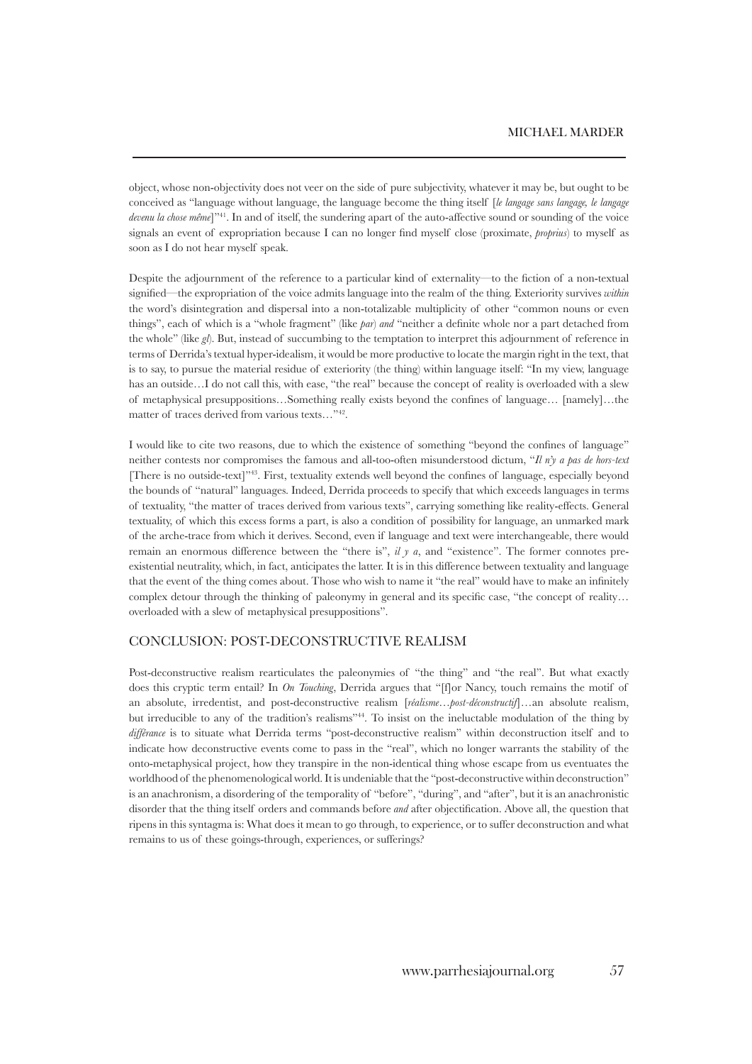object, whose non-objectivity does not veer on the side of pure subjectivity, whatever it may be, but ought to be conceived as "language without language, the language become the thing itself [*le langage sans langage, le langage devenu la chose même*]"[41]. In and of itself, the sundering apart of the auto-affective sound or sounding of the voice signals an event of expropriation because I can no longer find myself close (proximate, *proprius*) to myself as soon as I do not hear myself speak.

Despite the adjournment of the reference to a particular kind of externality—to the fiction of a non-textual signified—the expropriation of the voice admits language into the realm of the thing. Exteriority survives *within* the word's disintegration and dispersal into a non-totalizable multiplicity of other "common nouns or even things", each of which is a "whole fragment" (like *par*) *and* "neither a definite whole nor a part detached from the whole" (like *gl*). But, instead of succumbing to the temptation to interpret this adjournment of reference in terms of Derrida's textual hyper-idealism, it would be more productive to locate the margin right in the text, that is to say, to pursue the material residue of exteriority (the thing) within language itself: "In my view, language has an outside…I do not call this, with ease, "the real" because the concept of reality is overloaded with a slew of metaphysical presuppositions…Something really exists beyond the confines of language… [namely]…the matter of traces derived from various texts…"[42].

I would like to cite two reasons, due to which the existence of something "beyond the confines of language" neither contests nor compromises the famous and all-too-often misunderstood dictum, "*Il n'y a pas de hors-text* [There is no outside-text]"[43]. First, textuality extends well beyond the confines of language, especially beyond the bounds of "natural" languages. Indeed, Derrida proceeds to specify that which exceeds languages in terms of textuality, "the matter of traces derived from various texts", carrying something like reality-effects. General textuality, of which this excess forms a part, is also a condition of possibility for language, an unmarked mark of the arche-trace from which it derives. Second, even if language and text were interchangeable, there would remain an enormous difference between the "there is", *il y a*, and "existence". The former connotes pre-existential neutrality, which, in fact, anticipates the latter. It is in this difference between textuality and language that the event of the thing comes about. Those who wish to name it "the real" would have to make an infinitely complex detour through the thinking of paleonymy in general and its specific case, "the concept of reality… overloaded with a slew of metaphysical presuppositions".

## CONCLUSION: POST-DECONSTRUCTIVE REALISM

Post-deconstructive realism rearticulates the paleonymies of "the thing" and "the real". But what exactly does this cryptic term entail? In *On Touching*, Derrida argues that "[f]or Nancy, touch remains the motif of an absolute, irredentist, and post-deconstructive realism [*réalisme…post-déconstructif*]…an absolute realism, but irreducible to any of the tradition's realisms"[44]. To insist on the ineluctable modulation of the thing by *différance* is to situate what Derrida terms "post-deconstructive realism" within deconstruction itself and to indicate how deconstructive events come to pass in the "real", which no longer warrants the stability of the onto-metaphysical project, how they transpire in the non-identical thing whose escape from us eventuates the worldhood of the phenomenological world. It is undeniable that the "post-deconstructive within deconstruction" is an anachronism, a disordering of the temporality of "before", "during", and "after", but it is an anachronistic disorder that the thing itself orders and commands before *and* after objectification. Above all, the question that ripens in this syntagma is: What does it mean to go through, to experience, or to suffer deconstruction and what remains to us of these goings-through, experiences, or sufferings?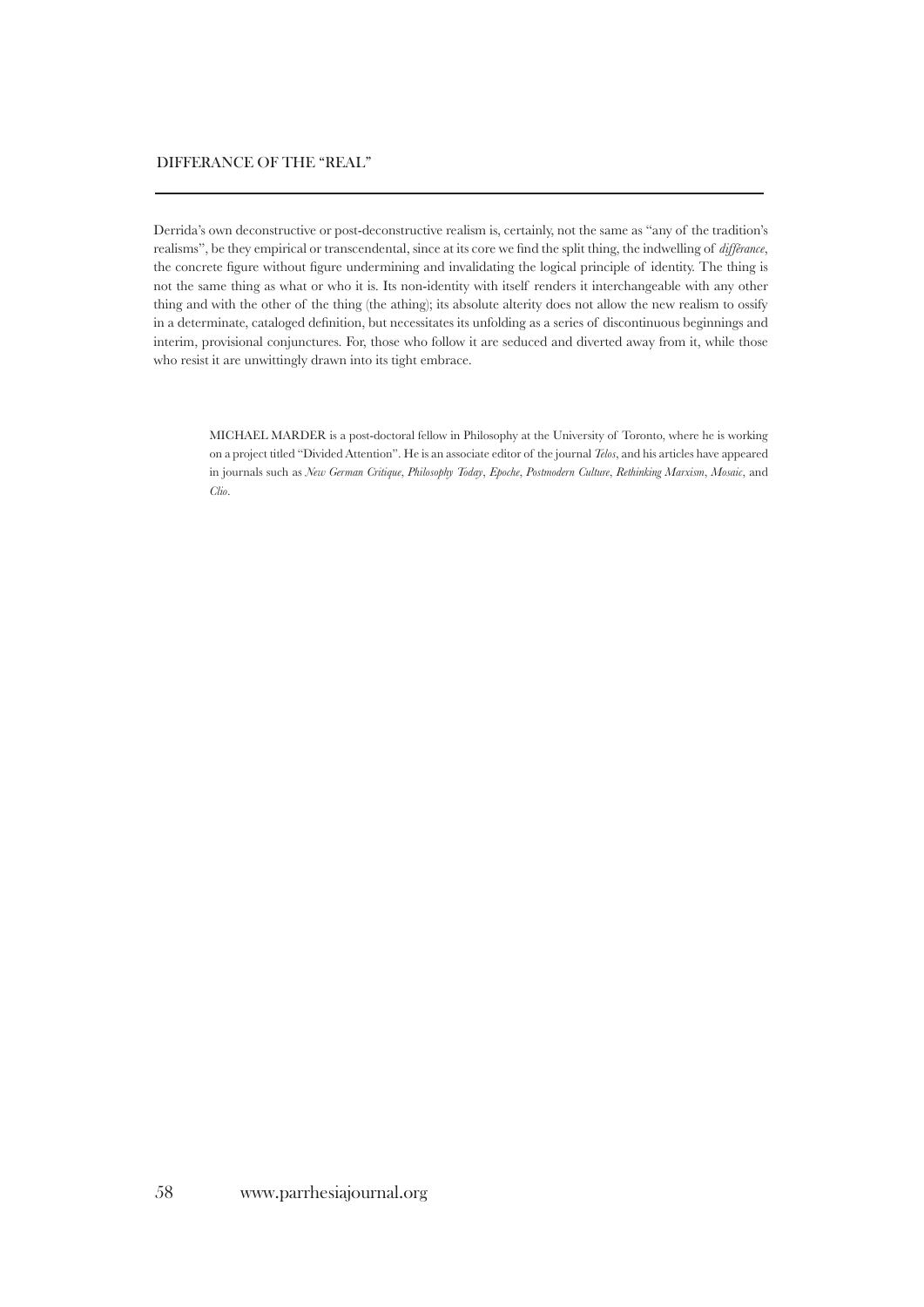Derrida's own deconstructive or post-deconstructive realism is, certainly, not the same as "any of the tradition's realisms", be they empirical or transcendental, since at its core we find the split thing, the indwelling of *différance*, the concrete figure without figure undermining and invalidating the logical principle of identity. The thing is not the same thing as what or who it is. Its non-identity with itself renders it interchangeable with any other thing and with the other of the thing (the athing); its absolute alterity does not allow the new realism to ossify in a determinate, cataloged definition, but necessitates its unfolding as a series of discontinuous beginnings and interim, provisional conjunctures. For, those who follow it are seduced and diverted away from it, while those who resist it are unwittingly drawn into its tight embrace.

MICHAEL MARDER is a post-doctoral fellow in Philosophy at the University of Toronto, where he is working on a project titled "Divided Attention". He is an associate editor of the journal *Telos*, and his articles have appeared in journals such as *New German Critique*, *Philosophy Today*, *Epoche*, *Postmodern Culture*, *Rethinking Marxism*, *Mosaic*, and *Clio*.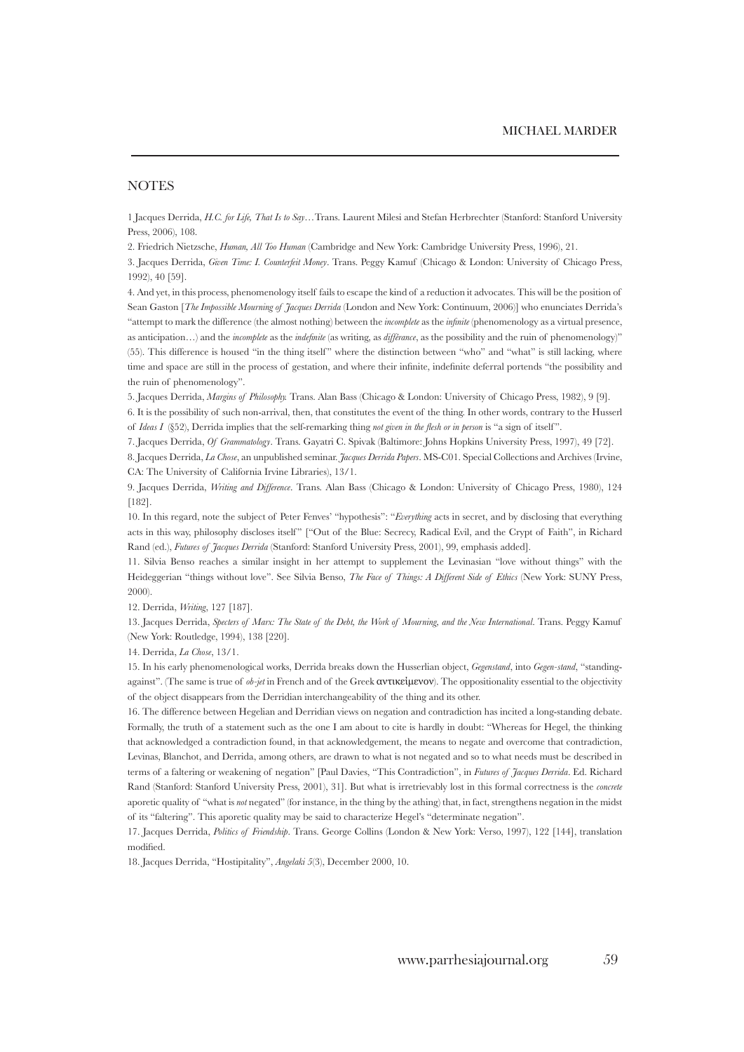## NOTES

1 Jacques Derrida, *H.C. for Life, That Is to Say*…Trans. Laurent Milesi and Stefan Herbrechter (Stanford: Stanford University Press, 2006), 108.

2. Friedrich Nietzsche, *Human, All Too Human* (Cambridge and New York: Cambridge University Press, 1996), 21.

3. Jacques Derrida, *Given Time: I. Counterfeit Money*. Trans. Peggy Kamuf (Chicago & London: University of Chicago Press, 1992), 40 [59].

4. And yet, in this process, phenomenology itself fails to escape the kind of a reduction it advocates. This will be the position of Sean Gaston [*The Impossible Mourning of Jacques Derrida* (London and New York: Continuum, 2006)] who enunciates Derrida's "attempt to mark the difference (the almost nothing) between the *incomplete* as the *infinite* (phenomenology as a virtual presence, as anticipation…) and the *incomplete* as the *indefinite* (as writing, as *différance*, as the possibility and the ruin of phenomenology)" (55). This difference is housed "in the thing itself" where the distinction between "who" and "what" is still lacking, where time and space are still in the process of gestation, and where their infinite, indefinite deferral portends "the possibility and the ruin of phenomenology".

5. Jacques Derrida, *Margins of Philosophy.* Trans. Alan Bass (Chicago & London: University of Chicago Press, 1982), 9 [9].

6. It is the possibility of such non-arrival, then, that constitutes the event of the thing. In other words, contrary to the Husserl of *Ideas I* (§52), Derrida implies that the self-remarking thing *not given in the flesh or in person* is "a sign of itself".

7. Jacques Derrida, *Of Grammatology*. Trans. Gayatri C. Spivak (Baltimore: Johns Hopkins University Press, 1997), 49 [72].

8. Jacques Derrida, *La Chose*, an unpublished seminar. *Jacques Derrida Papers*. MS-C01. Special Collections and Archives (Irvine, CA: The University of California Irvine Libraries), 13/1.

9. Jacques Derrida, *Writing and Difference*. Trans. Alan Bass (Chicago & London: University of Chicago Press, 1980), 124 [182].

10. In this regard, note the subject of Peter Fenves' "hypothesis": "*Everything* acts in secret, and by disclosing that everything acts in this way, philosophy discloses itself" ["Out of the Blue: Secrecy, Radical Evil, and the Crypt of Faith", in Richard Rand (ed.), *Futures of Jacques Derrida* (Stanford: Stanford University Press, 2001), 99, emphasis added].

11. Silvia Benso reaches a similar insight in her attempt to supplement the Levinasian "love without things" with the Heideggerian "things without love". See Silvia Benso, *The Face of Things: A Different Side of Ethics* (New York: SUNY Press, 2000).

12. Derrida, *Writing*, 127 [187].

13. Jacques Derrida, *Specters of Marx: The State of the Debt, the Work of Mourning, and the New International*. Trans. Peggy Kamuf (New York: Routledge, 1994), 138 [220].

14. Derrida, *La Chose*, 13/1.

15. In his early phenomenological works, Derrida breaks down the Husserlian object, *Gegenstand*, into *Gegen-stand*, "standing-against". (The same is true of *ob-jet* in French and of the Greek αντικείμενον). The oppositionality essential to the objectivity of the object disappears from the Derridian interchangeability of the thing and its other.

16. The difference between Hegelian and Derridian views on negation and contradiction has incited a long-standing debate. Formally, the truth of a statement such as the one I am about to cite is hardly in doubt: "Whereas for Hegel, the thinking that acknowledged a contradiction found, in that acknowledgement, the means to negate and overcome that contradiction, Levinas, Blanchot, and Derrida, among others, are drawn to what is not negated and so to what needs must be described in terms of a faltering or weakening of negation" [Paul Davies, "This Contradiction", in *Futures of Jacques Derrida*. Ed. Richard Rand (Stanford: Stanford University Press, 2001), 31]. But what is irretrievably lost in this formal correctness is the *concrete* aporetic quality of "what is *not* negated" (for instance, in the thing by the athing) that, in fact, strengthens negation in the midst of its "faltering". This aporetic quality may be said to characterize Hegel's "determinate negation".

17. Jacques Derrida, *Politics of Friendship*. Trans. George Collins (London & New York: Verso, 1997), 122 [144], translation modified.

18. Jacques Derrida, "Hostipitality", *Angelaki 5*(3), December 2000, 10.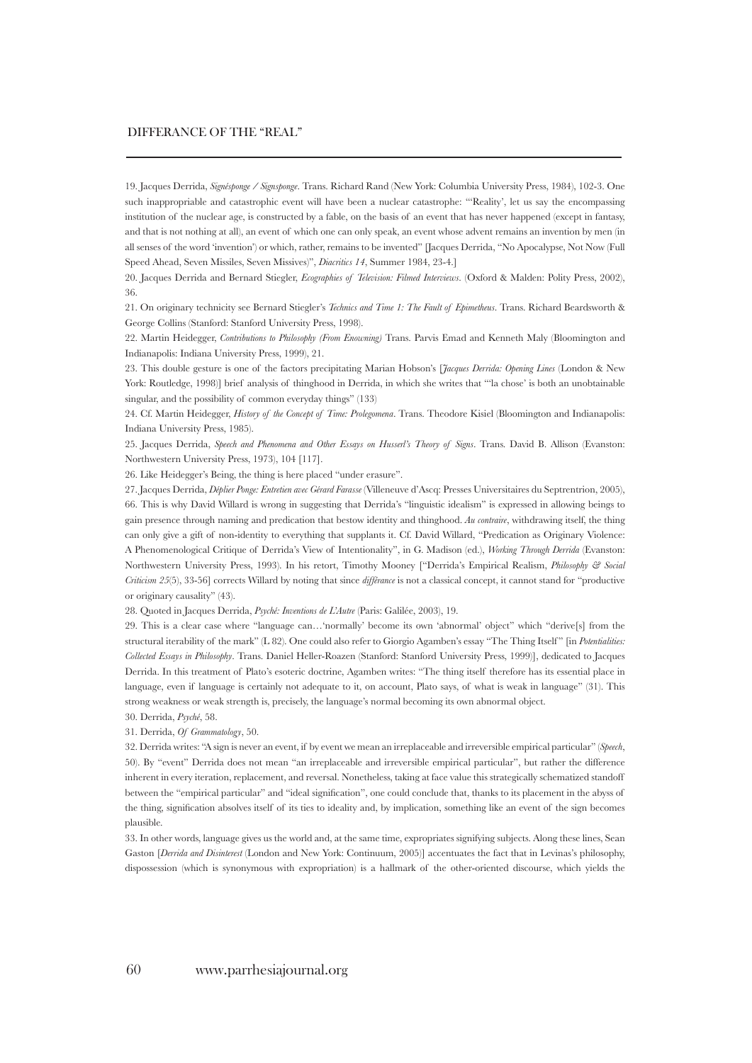19. Jacques Derrida, *Signéponge / Signsponge*. Trans. Richard Rand (New York: Columbia University Press, 1984), 102-3. One such inappropriable and catastrophic event will have been a nuclear catastrophe: "'Reality', let us say the encompassing institution of the nuclear age, is constructed by a fable, on the basis of an event that has never happened (except in fantasy, and that is not nothing at all), an event of which one can only speak, an event whose advent remains an invention by men (in all senses of the word 'invention') or which, rather, remains to be invented" [Jacques Derrida, "No Apocalypse, Not Now (Full Speed Ahead, Seven Missiles, Seven Missives)", *Diacritics 14*, Summer 1984, 23-4.]

20. Jacques Derrida and Bernard Stiegler, *Ecographies of Television: Filmed Interviews*. (Oxford & Malden: Polity Press, 2002), 36.

21. On originary technicity see Bernard Stiegler's *Technics and Time 1: The Fault of Epimetheus*. Trans. Richard Beardsworth & George Collins (Stanford: Stanford University Press, 1998).

22. Martin Heidegger, *Contributions to Philosophy (From Enowning)* Trans. Parvis Emad and Kenneth Maly (Bloomington and Indianapolis: Indiana University Press, 1999), 21.

23. This double gesture is one of the factors precipitating Marian Hobson's [*Jacques Derrida: Opening Lines* (London & New York: Routledge, 1998)] brief analysis of thinghood in Derrida, in which she writes that "'la chose' is both an unobtainable singular, and the possibility of common everyday things" (133)

24. Cf. Martin Heidegger, *History of the Concept of Time: Prolegomena*. Trans. Theodore Kisiel (Bloomington and Indianapolis: Indiana University Press, 1985).

25. Jacques Derrida, *Speech and Phenomena and Other Essays on Husserl's Theory of Signs*. Trans. David B. Allison (Evanston: Northwestern University Press, 1973), 104 [117].

26. Like Heidegger's Being, the thing is here placed "under erasure".

27. Jacques Derrida, *Déplier Ponge: Entretien avec Gérard Farasse* (Villeneuve d'Ascq: Presses Universitaires du Septentrion, 2005), 66. This is why David Willard is wrong in suggesting that Derrida's "linguistic idealism" is expressed in allowing beings to gain presence through naming and predication that bestow identity and thinghood. *Au contraire*, withdrawing itself, the thing can only give a gift of non-identity to everything that supplants it. Cf. David Willard, "Predication as Originary Violence: A Phenomenological Critique of Derrida's View of Intentionality", in G. Madison (ed.), *Working Through Derrida* (Evanston: Northwestern University Press, 1993). In his retort, Timothy Mooney ["Derrida's Empirical Realism, *Philosophy & Social Criticism 25*(5), 33-56] corrects Willard by noting that since *différance* is not a classical concept, it cannot stand for "productive or originary causality" (43).

28. Quoted in Jacques Derrida, *Psyché: Inventions de L'Autre* (Paris: Galilée, 2003), 19.

29. This is a clear case where "language can…'normally' become its own 'abnormal' object" which "derive[s] from the structural iterability of the mark" (L 82). One could also refer to Giorgio Agamben's essay "The Thing Itself" [in *Potentialities: Collected Essays in Philosophy*. Trans. Daniel Heller-Roazen (Stanford: Stanford University Press, 1999)], dedicated to Jacques Derrida. In this treatment of Plato's esoteric doctrine, Agamben writes: "The thing itself therefore has its essential place in language, even if language is certainly not adequate to it, on account, Plato says, of what is weak in language" (31). This strong weakness or weak strength is, precisely, the language's normal becoming its own abnormal object.

30. Derrida, *Psyché*, 58.

31. Derrida, *Of Grammatology*, 50.

32. Derrida writes: "A sign is never an event, if by event we mean an irreplaceable and irreversible empirical particular" (*Speech*, 50). By "event" Derrida does not mean "an irreplaceable and irreversible empirical particular", but rather the difference inherent in every iteration, replacement, and reversal. Nonetheless, taking at face value this strategically schematized standoff between the "empirical particular" and "ideal signification", one could conclude that, thanks to its placement in the abyss of the thing, signification absolves itself of its ties to ideality and, by implication, something like an event of the sign becomes plausible.

33. In other words, language gives us the world and, at the same time, expropriates signifying subjects. Along these lines, Sean Gaston [*Derrida and Disinterest* (London and New York: Continuum, 2005)] accentuates the fact that in Levinas's philosophy, dispossession (which is synonymous with expropriation) is a hallmark of the other-oriented discourse, which yields the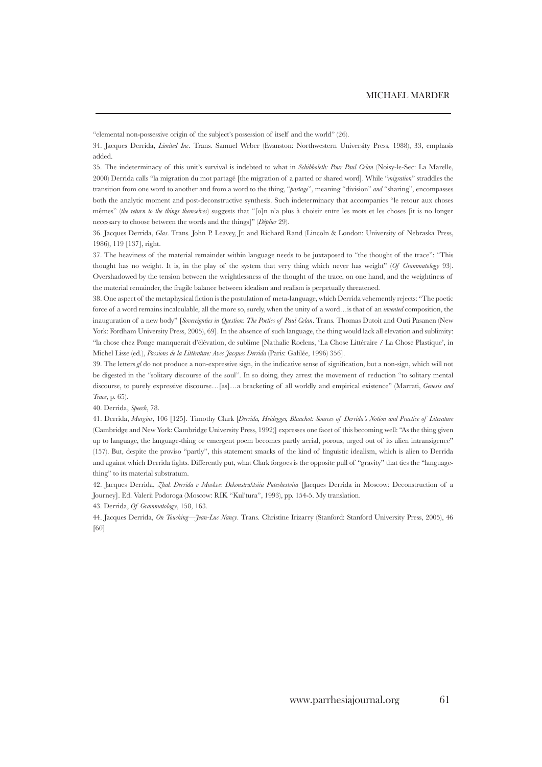"elemental non-possessive origin of the subject's possession of itself and the world" (26).

34. Jacques Derrida, *Limited Inc*. Trans. Samuel Weber (Evanston: Northwestern University Press, 1988), 33, emphasis added.

35. The indeterminacy of this unit's survival is indebted to what in *Schibboleth: Pour Paul Celan* (Noisy-le-Sec: La Marelle, 2000) Derrida calls "la migration du mot partagé [the migration of a parted or shared word]. While "*migration*" straddles the transition from one word to another and from a word to the thing, "*partage*", meaning "division" *and* "sharing", encompasses both the analytic moment and post-deconstructive synthesis. Such indeterminacy that accompanies "le retour aux choses mêmes" (*the return to the things themselves*) suggests that "[o]n n'a plus à choisir entre les mots et les choses [it is no longer necessary to choose between the words and the things]" (*Déplier* 29).

36. Jacques Derrida, *Glas*. Trans. John P. Leavey, Jr. and Richard Rand (Lincoln & London: University of Nebraska Press, 1986), 119 [137], right.

37. The heaviness of the material remainder within language needs to be juxtaposed to "the thought of the trace": "This thought has no weight. It is, in the play of the system that very thing which never has weight" (*Of Grammatology* 93). Overshadowed by the tension between the weightlessness of the thought of the trace, on one hand, and the weightiness of the material remainder, the fragile balance between idealism and realism is perpetually threatened.

38. One aspect of the metaphysical fiction is the postulation of meta-language, which Derrida vehemently rejects: "The poetic force of a word remains incalculable, all the more so, surely, when the unity of a word…is that of an *invented* composition, the inauguration of a new body" [*Sovereignties in Question: The Poetics of Paul Celan*. Trans. Thomas Dutoit and Outi Pasanen (New York: Fordham University Press, 2005), 69]. In the absence of such language, the thing would lack all elevation and sublimity: "la chose chez Ponge manquerait d'élévation, de sublime [Nathalie Roelens, 'La Chose Littéraire / La Chose Plastique', in Michel Lisse (ed.), *Passions de la Littérature: Avec Jacques Derrida* (Paris: Galilée, 1996) 356].

39. The letters *gl* do not produce a non-expressive sign, in the indicative sense of signification, but a non-sign, which will not be digested in the "solitary discourse of the soul". In so doing, they arrest the movement of reduction "to solitary mental discourse, to purely expressive discourse…[as]…a bracketing of all worldly and empirical existence" (Marrati, *Genesis and Trace*, p. 65).

40. Derrida, *Speech*, 78.

41. Derrida, *Margins*, 106 [125]. Timothy Clark [*Derrida, Heidegger, Blanchot: Sources of Derrida's Notion and Practice of Literature* (Cambridge and New York: Cambridge University Press, 1992)] expresses one facet of this becoming well: "As the thing given up to language, the language-thing or emergent poem becomes partly aerial, porous, urged out of its alien intransigence" (157). But, despite the proviso "partly", this statement smacks of the kind of linguistic idealism, which is alien to Derrida and against which Derrida fights. Differently put, what Clark forgoes is the opposite pull of "gravity" that ties the "language-thing" to its material substratum.

42. Jacques Derrida, *Zhak Derrida v Moskve: Dekonstruktsiia Puteshestviia* [Jacques Derrida in Moscow: Deconstruction of a Journey]. Ed. Valerii Podoroga (Moscow: RIK "Kul'tura", 1993), pp. 154-5. My translation.

43. Derrida, *Of Grammatology*, 158, 163.

44. Jacques Derrida, *On Touching—Jean-Luc Nancy*. Trans. Christine Irizarry (Stanford: Stanford University Press, 2005), 46 [60].